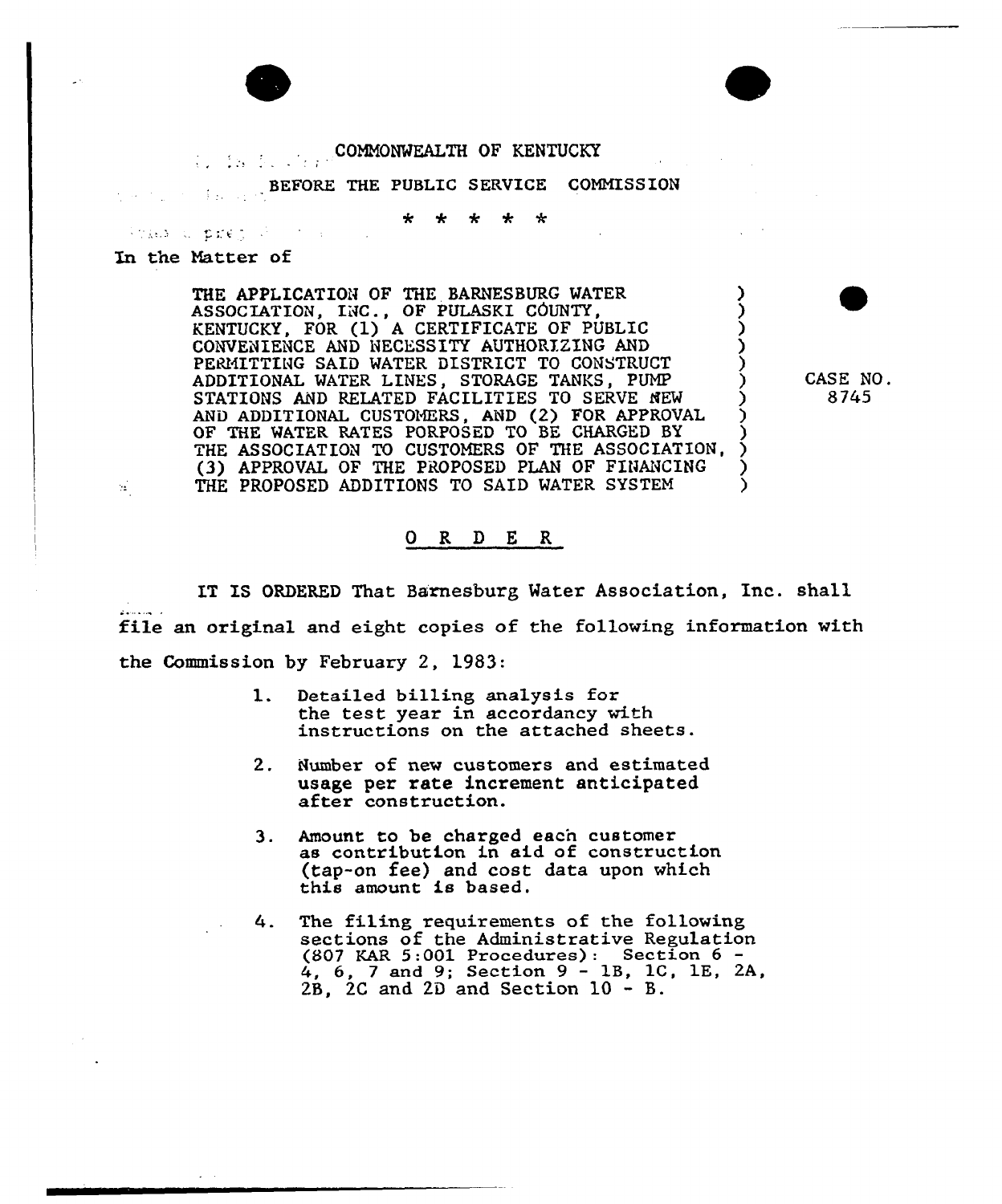COMMONWEALTH OF KENTUCKY

BEFORE THE PUBLIC SERVICE COMMISSION

\* \* \* \* \*

In the Matter of

| | |
|---|---|
| THE APPLICATION OF THE BARNESBURG WATER ASSOCIATION, INC., OF PULASKI COUNTY, KENTUCKY, FOR (1) A CERTIFICATE OF PUBLIC CONVENIENCE AND NECESSITY AUTHORIZING AND PERMITTING SAID WATER DISTRICT TO CONSTRUCT ADDITIONAL WATER LINES, STORAGE TANKS, PUMP STATIONS AND RELATED FACILITIES TO SERVE NEW AND ADDITIONAL CUSTOMERS, AND (2) FOR APPROVAL OF THE WATER RATES PORPOSED TO BE CHARGED BY THE ASSOCIATION TO CUSTOMERS OF THE ASSOCIATION, (3) APPROVAL OF THE PROPOSED PLAN OF FINANCING THE PROPOSED ADDITIONS TO SAID WATER SYSTEM | CASE NO. 8745 |

## O R D E R

IT IS ORDERED That Barnesburg Water Association, Inc. shall file an original and eight copies of the following information with the Commission by February 2, 1983:

1. Detailed billing analysis for the test year in accordancy with instructions on the attached sheets.
2. Number of new customers and estimated usage per rate increment anticipated after construction.
3. Amount to be charged each customer as contribution in aid of construction (tap-on fee) and cost data upon which this amount is based.
4. The filing requirements of the following sections of the Administrative Regulation (807 KAR 5:001 Procedures): Section 6 - 4, 6, 7 and 9; Section 9 - 1B, 1C, 1E, 2A, 2B, 2C and 2D and Section 10 - B.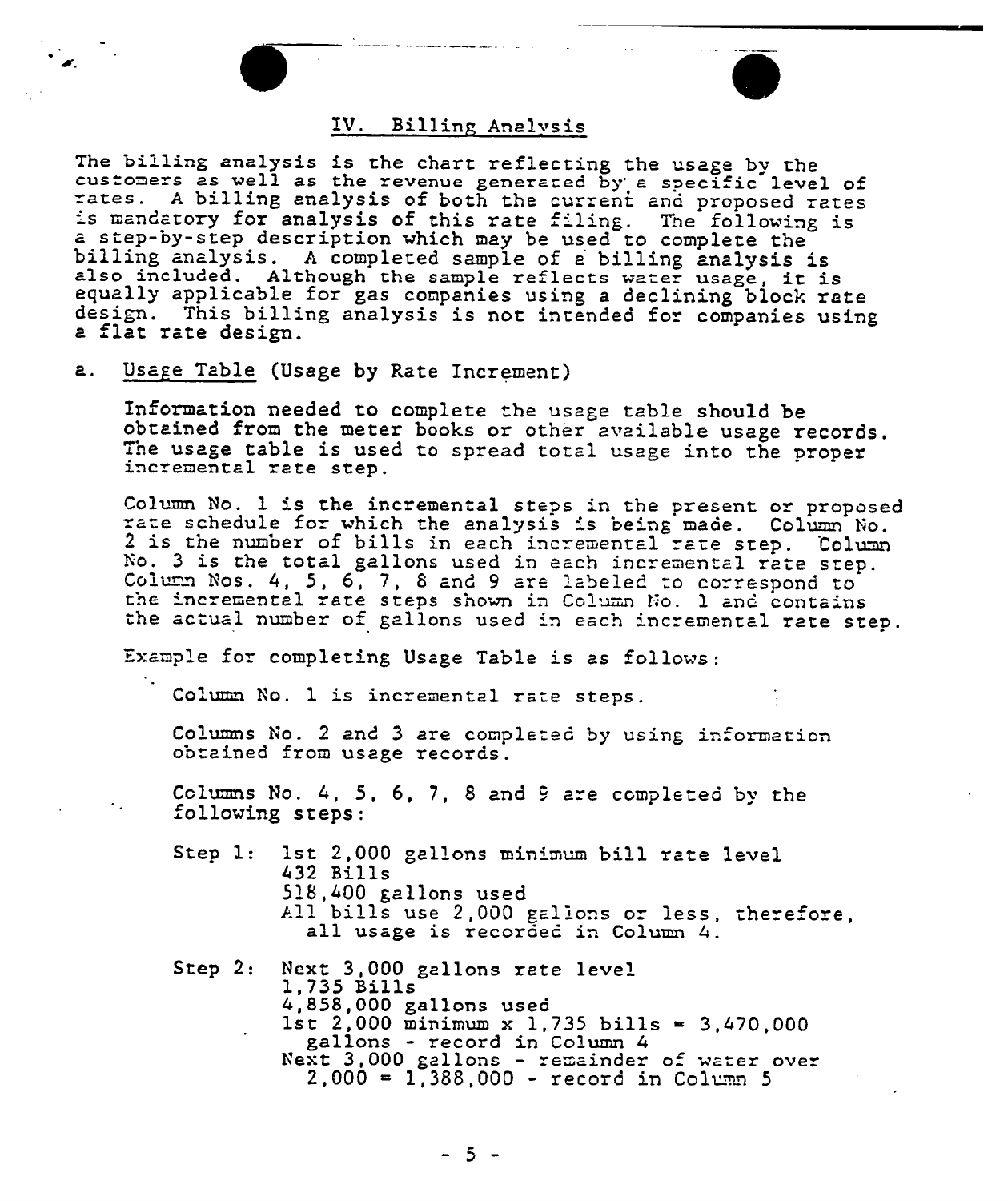## IV. Billing Analysis

The billing analysis is the chart reflecting the usage by the customers as well as the revenue generated by a specific level of rates. A billing analysis of both the current and proposed rates is mandatory for analysis of this rate filing. The following is a step-by-step description which may be used to complete the billing analysis. A completed sample of a billing analysis is also included. Although the sample reflects water usage, it is equally applicable for gas companies using a declining block rate design. This billing analysis is not intended for companies using a flat rate design.

a. Usage Table (Usage by Rate Increment)

Information needed to complete the usage table should be obtained from the meter books or other available usage records. The usage table is used to spread total usage into the proper incremental rate step.

Column No. 1 is the incremental steps in the present or proposed rate schedule for which the analysis is being made. Column No. 2 is the number of bills in each incremental rate step. Column No. 3 is the total gallons used in each incremental rate step. Column Nos. 4, 5, 6, 7, 8 and 9 are labeled to correspond to the incremental rate steps shown in Column No. 1 and contains the actual number of gallons used in each incremental rate step.

Example for completing Usage Table is as follows:

Column No. 1 is incremental rate steps.

Columns No. 2 and 3 are completed by using information obtained from usage records.

Columns No. 4, 5, 6, 7, 8 and 9 are completed by the following steps:

Step 1: 1st 2,000 gallons minimum bill rate level
432 Bills
518,400 gallons used
All bills use 2,000 gallons or less, therefore, all usage is recorded in Column 4.

Step 2: Next 3,000 gallons rate level
1,735 Bills
4,858,000 gallons used
1st 2,000 minimum x 1,735 bills = 3,470,000 gallons - record in Column 4
Next 3,000 gallons - remainder of water over 2,000 = 1,388,000 - record in Column 5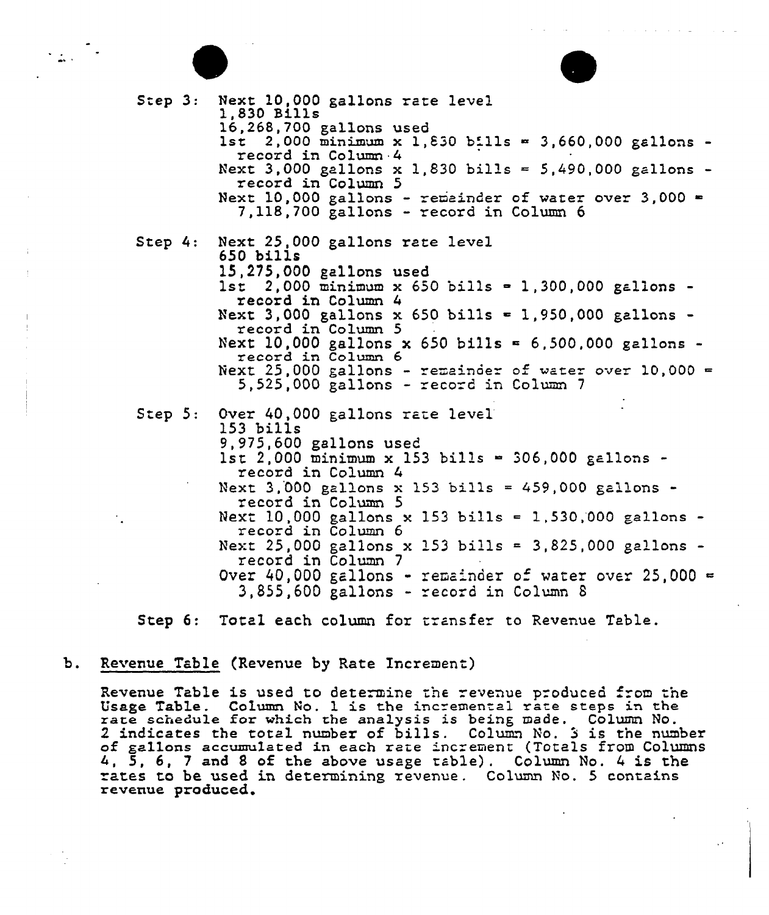Step 3: Next 10,000 gallons rate level
1,830 Bills
16,268,700 gallons used
1st 2,000 minimum x 1,830 bills = 3,660,000 gallons - record in Column 4
Next 3,000 gallons x 1,830 bills = 5,490,000 gallons - record in Column 5
Next 10,000 gallons - remainder of water over 3,000 = 7,118,700 gallons - record in Column 6

Step 4: Next 25,000 gallons rate level
650 bills
15,275,000 gallons used
1st 2,000 minimum x 650 bills = 1,300,000 gallons - record in Column 4
Next 3,000 gallons x 650 bills = 1,950,000 gallons - record in Column 5
Next 10,000 gallons x 650 bills = 6,500,000 gallons - record in Column 6
Next 25,000 gallons - remainder of water over 10,000 = 5,525,000 gallons - record in Column 7

Step 5: Over 40,000 gallons rate level
153 bills
9,975,600 gallons used
1st 2,000 minimum x 153 bills = 306,000 gallons - record in Column 4
Next 3,000 gallons x 153 bills = 459,000 gallons - record in Column 5
Next 10,000 gallons x 153 bills = 1,530,000 gallons - record in Column 6
Next 25,000 gallons x 153 bills = 3,825,000 gallons - record in Column 7
Over 40,000 gallons - remainder of water over 25,000 = 3,855,600 gallons - record in Column 8

Step 6: Total each column for transfer to Revenue Table.

b. Revenue Table (Revenue by Rate Increment)

Revenue Table is used to determine the revenue produced from the Usage Table. Column No. 1 is the incremental rate steps in the rate schedule for which the analysis is being made. Column No. 2 indicates the total number of bills. Column No. 3 is the number of gallons accumulated in each rate increment (Totals from Columns 4, 5, 6, 7 and 8 of the above usage table). Column No. 4 is the rates to be used in determining revenue. Column No. 5 contains revenue produced.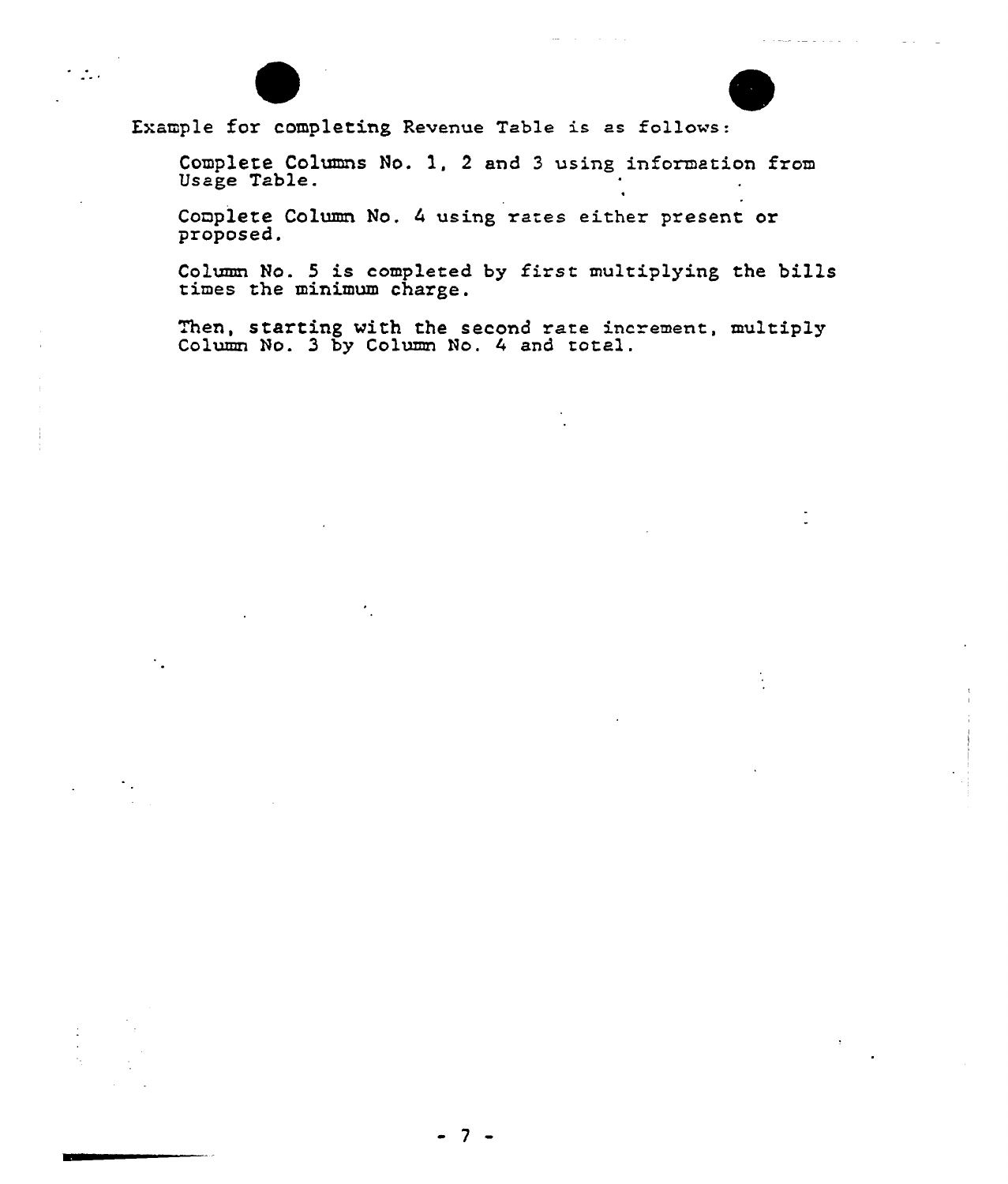Example for completing Revenue Table is as follows:

Complete Columns No. 1, 2 and 3 using information from Usage Table.

Complete Column No. 4 using rates either present or proposed.

Column No. 5 is completed by first multiplying the bills times the minimum charge.

Then, starting with the second rate increment, multiply Column No. 3 by Column No. 4 and total.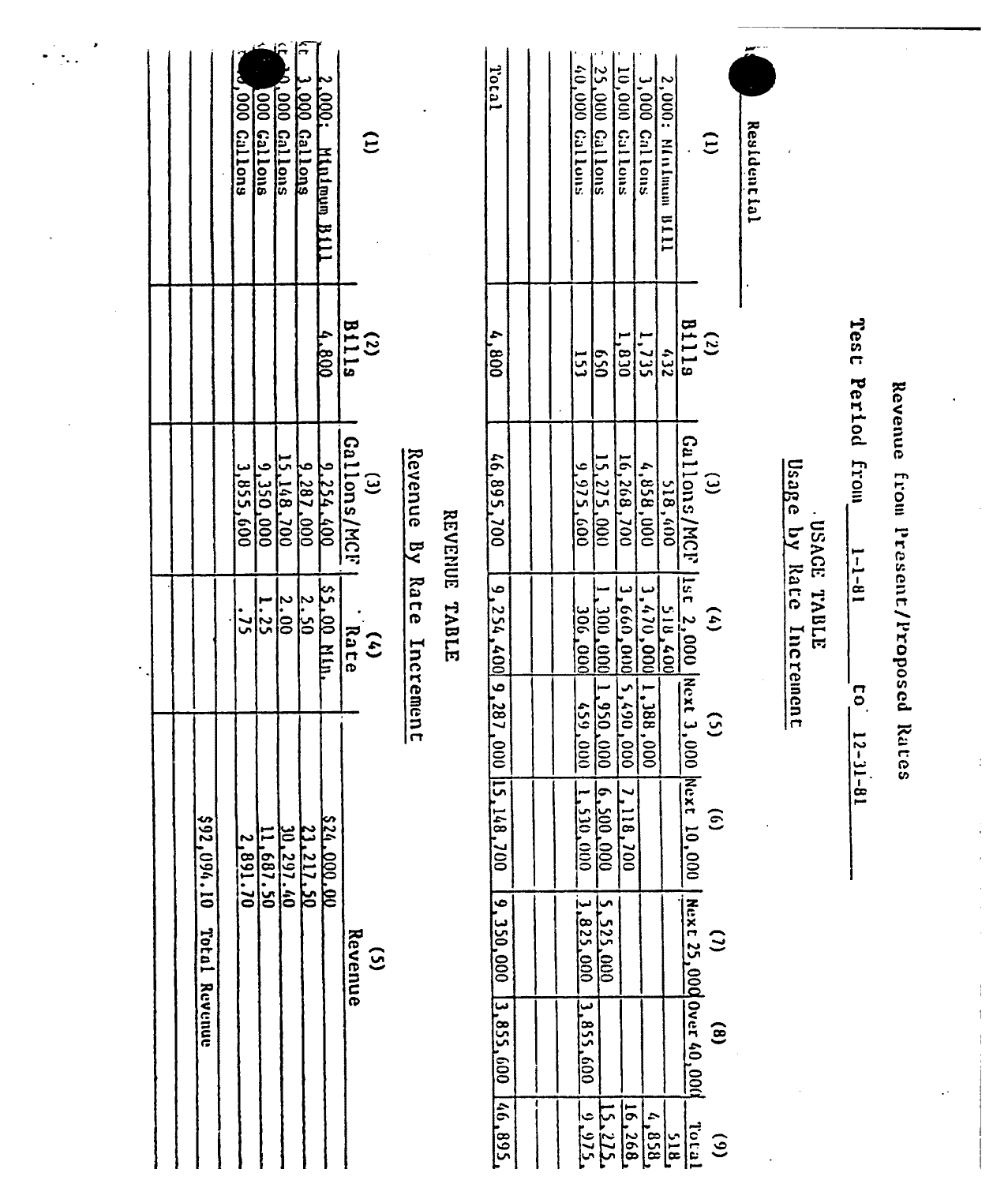# Revenue from Present/Proposed Rates

Test Period from 1-1-81 to 12-31-81

## USAGE TABLE

### Usage by Rate Increment

Residential

| (1) | (2) Bills | (3) Gallons/MCF | (4) 1st 2,000 | (5) Next 3,000 | (6) Next 10,000 | (7) Next 25,000 | (8) Over 40,000 | (9) Total |
|---|---|---|---|---|---|---|---|---|
| 2,000: Minimum Bill | 432 | 518,400 | 518,400 | | | | | 518, |
| 3,000 Gallons | 1,735 | 4,858,000 | 3,470,000 | 1,388,000 | | | | 4,858, |
| 10,000 Gallons | 1,830 | 16,268,700 | 3,660,000 | 5,490,000 | 7,118,700 | | | 16,268, |
| 25,000 Gallons | 650 | 15,275,000 | 1,300,000 | 1,950,000 | 6,500,000 | 5,525,000 | | 15,275, |
| 40,000 Gallons | 153 | 9,975,600 | 306,000 | 459,000 | 1,530,000 | 1,825,000 | 3,855,600 | 9,975, |
| | | | | | | | | |
| | | | | | | | | |
| Total | 4,800 | 46,895,700 | 9,254,400 | 9,287,000 | 15,148,700 | 9,350,000 | 3,855,600 | 46,895, |

## REVENUE TABLE

### Revenue By Rate Increment

| (1) | (2) Bills | (3) Gallons/MCF | (4) Rate | (5) Revenue |
|---|---|---|---|---|
| 2,000: Minimum Bill | 4,800 | 9,254,400 | $5.00 Min. | $24,000.00 |
| 3,000 Gallons | | 9,287,000 | 2.50 | 23,217.50 |
| 10,000 Gallons | | 15,148,700 | 2.00 | 30,297.40 |
| 000 Gallons | | 9,350,000 | 1.25 | 11,687.50 |
| ,000 Gallons | | 3,855,600 | .75 | 2,891.70 |
| | | | | $92,094.10 Total Revenue |
| | | | | |
| | | | | |